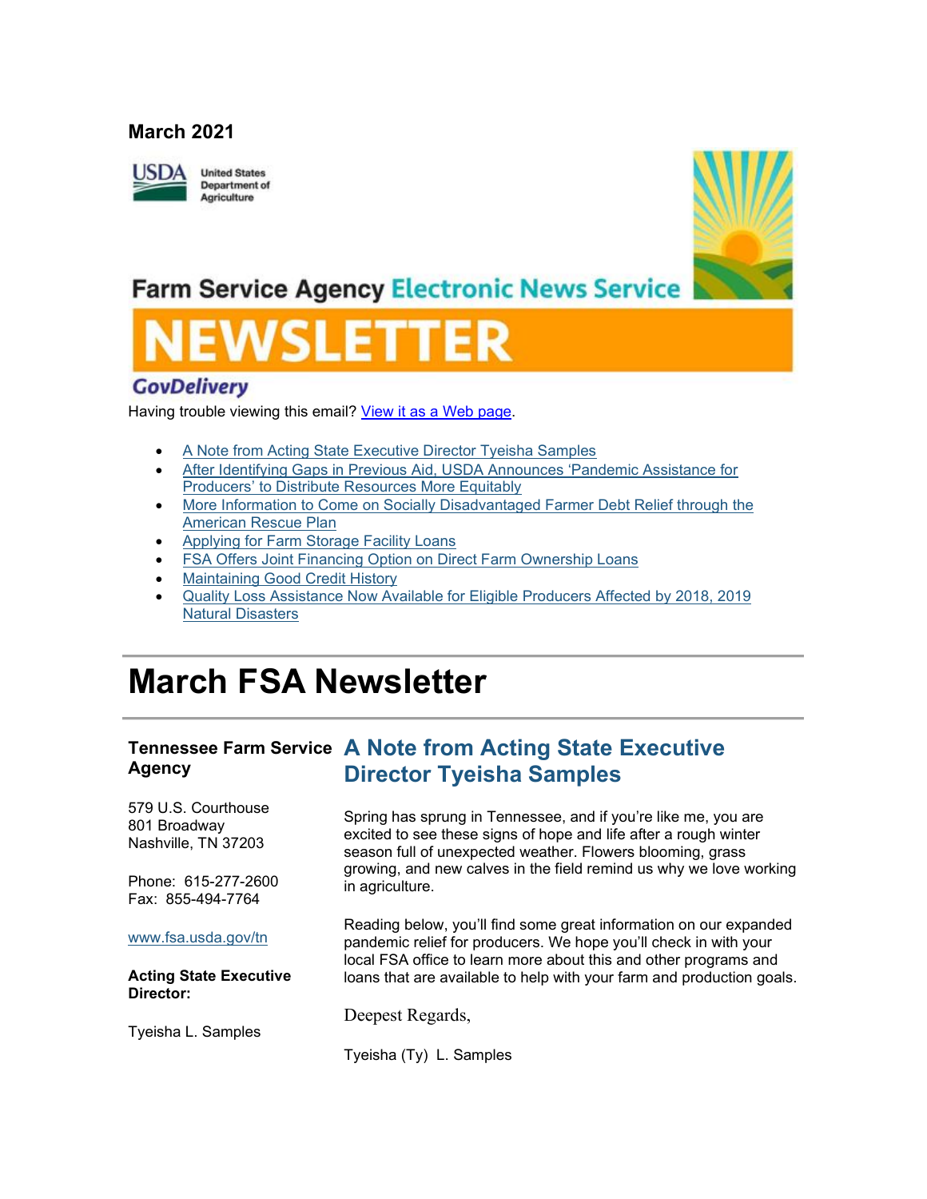**March 2021**

Farm Service Agency Electronic News Service

# NEWSLETTER

GovDelivery

Having trouble viewing this email? View it as a Web page.

- A Note from Acting State Executive Director Tyeisha Samples
- After Identifying Gaps in Previous Aid, USDA Announces 'Pandemic Assistance for Producers' to Distribute Resources More Equitably
- More Information to Come on Socially Disadvantaged Farmer Debt Relief through the American Rescue Plan
- Applying for Farm Storage Facility Loans
- FSA Offers Joint Financing Option on Direct Farm Ownership Loans
- Maintaining Good Credit History
- Quality Loss Assistance Now Available for Eligible Producers Affected by 2018, 2019 Natural Disasters

# March FSA Newsletter

**Tennessee Farm Service Agency**

579 U.S. Courthouse
801 Broadway
Nashville, TN 37203

Phone: 615-277-2600
Fax: 855-494-7764

www.fsa.usda.gov/tn

**Acting State Executive Director:**

Tyeisha L. Samples

## A Note from Acting State Executive Director Tyeisha Samples

Spring has sprung in Tennessee, and if you're like me, you are excited to see these signs of hope and life after a rough winter season full of unexpected weather. Flowers blooming, grass growing, and new calves in the field remind us why we love working in agriculture.

Reading below, you'll find some great information on our expanded pandemic relief for producers. We hope you'll check in with your local FSA office to learn more about this and other programs and loans that are available to help with your farm and production goals.

Deepest Regards,

Tyeisha (Ty) L. Samples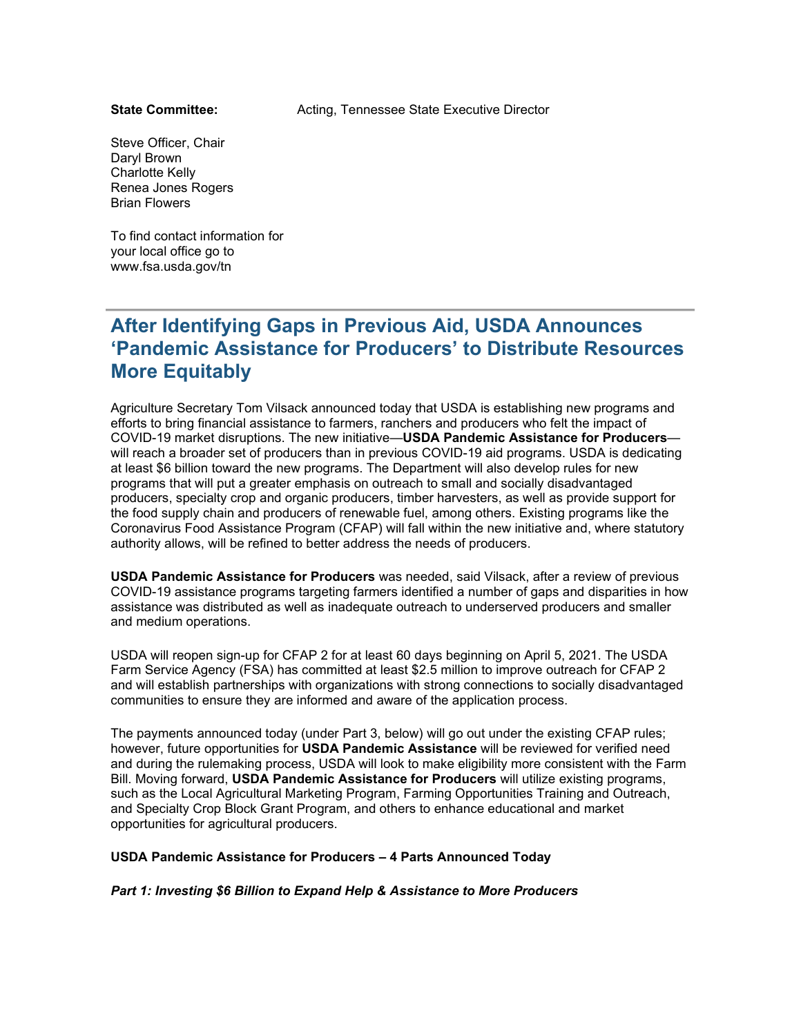**State Committee:** Acting, Tennessee State Executive Director

Steve Officer, Chair
Daryl Brown
Charlotte Kelly
Renea Jones Rogers
Brian Flowers

To find contact information for your local office go to www.fsa.usda.gov/tn

---

## After Identifying Gaps in Previous Aid, USDA Announces 'Pandemic Assistance for Producers' to Distribute Resources More Equitably

Agriculture Secretary Tom Vilsack announced today that USDA is establishing new programs and efforts to bring financial assistance to farmers, ranchers and producers who felt the impact of COVID-19 market disruptions. The new initiative—**USDA Pandemic Assistance for Producers**—will reach a broader set of producers than in previous COVID-19 aid programs. USDA is dedicating at least $6 billion toward the new programs. The Department will also develop rules for new programs that will put a greater emphasis on outreach to small and socially disadvantaged producers, specialty crop and organic producers, timber harvesters, as well as provide support for the food supply chain and producers of renewable fuel, among others. Existing programs like the Coronavirus Food Assistance Program (CFAP) will fall within the new initiative and, where statutory authority allows, will be refined to better address the needs of producers.

**USDA Pandemic Assistance for Producers** was needed, said Vilsack, after a review of previous COVID-19 assistance programs targeting farmers identified a number of gaps and disparities in how assistance was distributed as well as inadequate outreach to underserved producers and smaller and medium operations.

USDA will reopen sign-up for CFAP 2 for at least 60 days beginning on April 5, 2021. The USDA Farm Service Agency (FSA) has committed at least $2.5 million to improve outreach for CFAP 2 and will establish partnerships with organizations with strong connections to socially disadvantaged communities to ensure they are informed and aware of the application process.

The payments announced today (under Part 3, below) will go out under the existing CFAP rules; however, future opportunities for **USDA Pandemic Assistance** will be reviewed for verified need and during the rulemaking process, USDA will look to make eligibility more consistent with the Farm Bill. Moving forward, **USDA Pandemic Assistance for Producers** will utilize existing programs, such as the Local Agricultural Marketing Program, Farming Opportunities Training and Outreach, and Specialty Crop Block Grant Program, and others to enhance educational and market opportunities for agricultural producers.

**USDA Pandemic Assistance for Producers – 4 Parts Announced Today**

***Part 1: Investing $6 Billion to Expand Help & Assistance to More Producers***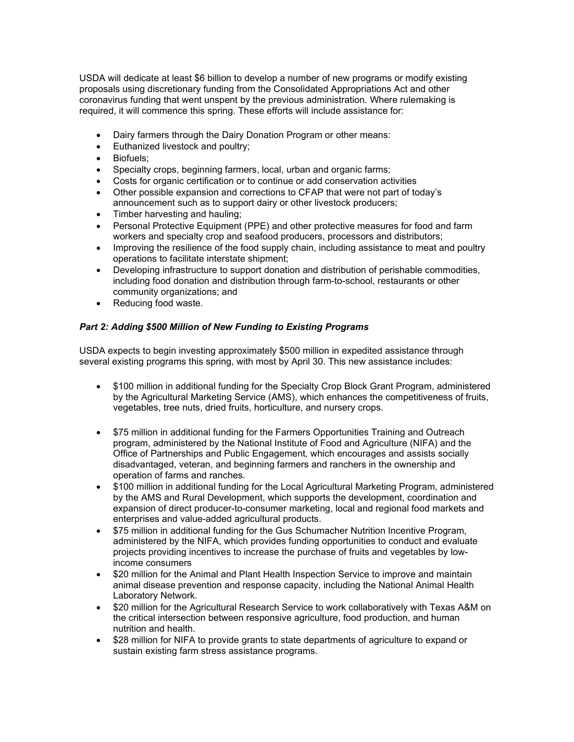USDA will dedicate at least $6 billion to develop a number of new programs or modify existing proposals using discretionary funding from the Consolidated Appropriations Act and other coronavirus funding that went unspent by the previous administration. Where rulemaking is required, it will commence this spring. These efforts will include assistance for:

- Dairy farmers through the Dairy Donation Program or other means:
- Euthanized livestock and poultry;
- Biofuels;
- Specialty crops, beginning farmers, local, urban and organic farms;
- Costs for organic certification or to continue or add conservation activities
- Other possible expansion and corrections to CFAP that were not part of today's announcement such as to support dairy or other livestock producers;
- Timber harvesting and hauling;
- Personal Protective Equipment (PPE) and other protective measures for food and farm workers and specialty crop and seafood producers, processors and distributors;
- Improving the resilience of the food supply chain, including assistance to meat and poultry operations to facilitate interstate shipment;
- Developing infrastructure to support donation and distribution of perishable commodities, including food donation and distribution through farm-to-school, restaurants or other community organizations; and
- Reducing food waste.

### *Part 2: Adding $500 Million of New Funding to Existing Programs*

USDA expects to begin investing approximately $500 million in expedited assistance through several existing programs this spring, with most by April 30. This new assistance includes:

- $100 million in additional funding for the Specialty Crop Block Grant Program, administered by the Agricultural Marketing Service (AMS), which enhances the competitiveness of fruits, vegetables, tree nuts, dried fruits, horticulture, and nursery crops.
- $75 million in additional funding for the Farmers Opportunities Training and Outreach program, administered by the National Institute of Food and Agriculture (NIFA) and the Office of Partnerships and Public Engagement, which encourages and assists socially disadvantaged, veteran, and beginning farmers and ranchers in the ownership and operation of farms and ranches.
- $100 million in additional funding for the Local Agricultural Marketing Program, administered by the AMS and Rural Development, which supports the development, coordination and expansion of direct producer-to-consumer marketing, local and regional food markets and enterprises and value-added agricultural products.
- $75 million in additional funding for the Gus Schumacher Nutrition Incentive Program, administered by the NIFA, which provides funding opportunities to conduct and evaluate projects providing incentives to increase the purchase of fruits and vegetables by low-income consumers
- $20 million for the Animal and Plant Health Inspection Service to improve and maintain animal disease prevention and response capacity, including the National Animal Health Laboratory Network.
- $20 million for the Agricultural Research Service to work collaboratively with Texas A&M on the critical intersection between responsive agriculture, food production, and human nutrition and health.
- $28 million for NIFA to provide grants to state departments of agriculture to expand or sustain existing farm stress assistance programs.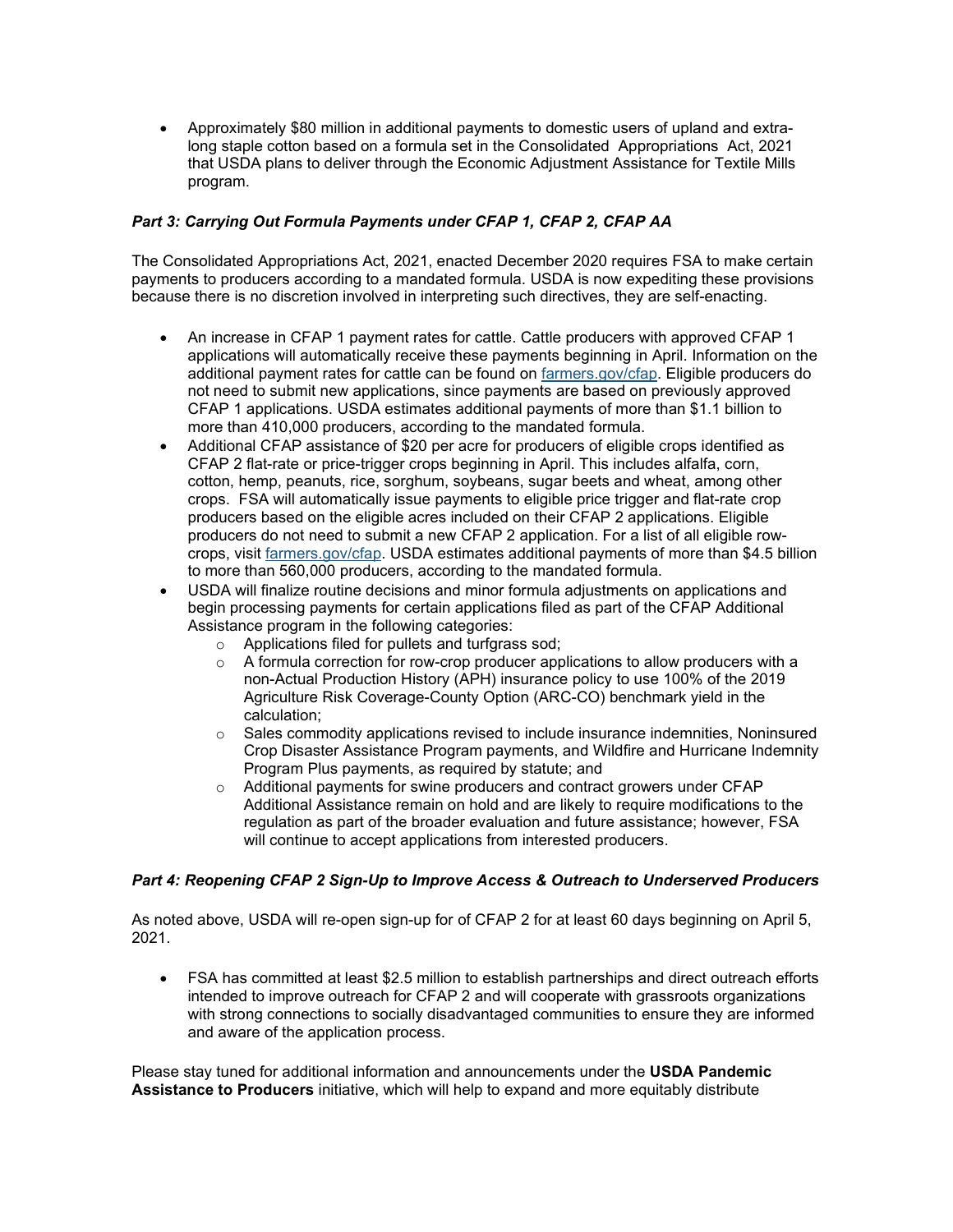- Approximately $80 million in additional payments to domestic users of upland and extra-long staple cotton based on a formula set in the Consolidated Appropriations Act, 2021 that USDA plans to deliver through the Economic Adjustment Assistance for Textile Mills program.

### *Part 3: Carrying Out Formula Payments under CFAP 1, CFAP 2, CFAP AA*

The Consolidated Appropriations Act, 2021, enacted December 2020 requires FSA to make certain payments to producers according to a mandated formula. USDA is now expediting these provisions because there is no discretion involved in interpreting such directives, they are self-enacting.

- An increase in CFAP 1 payment rates for cattle. Cattle producers with approved CFAP 1 applications will automatically receive these payments beginning in April. Information on the additional payment rates for cattle can be found on [farmers.gov/cfap](farmers.gov/cfap). Eligible producers do not need to submit new applications, since payments are based on previously approved CFAP 1 applications. USDA estimates additional payments of more than $1.1 billion to more than 410,000 producers, according to the mandated formula.
- Additional CFAP assistance of $20 per acre for producers of eligible crops identified as CFAP 2 flat-rate or price-trigger crops beginning in April. This includes alfalfa, corn, cotton, hemp, peanuts, rice, sorghum, soybeans, sugar beets and wheat, among other crops. FSA will automatically issue payments to eligible price trigger and flat-rate crop producers based on the eligible acres included on their CFAP 2 applications. Eligible producers do not need to submit a new CFAP 2 application. For a list of all eligible row-crops, visit [farmers.gov/cfap](farmers.gov/cfap). USDA estimates additional payments of more than $4.5 billion to more than 560,000 producers, according to the mandated formula.
- USDA will finalize routine decisions and minor formula adjustments on applications and begin processing payments for certain applications filed as part of the CFAP Additional Assistance program in the following categories:
  - Applications filed for pullets and turfgrass sod;
  - A formula correction for row-crop producer applications to allow producers with a non-Actual Production History (APH) insurance policy to use 100% of the 2019 Agriculture Risk Coverage-County Option (ARC-CO) benchmark yield in the calculation;
  - Sales commodity applications revised to include insurance indemnities, Noninsured Crop Disaster Assistance Program payments, and Wildfire and Hurricane Indemnity Program Plus payments, as required by statute; and
  - Additional payments for swine producers and contract growers under CFAP Additional Assistance remain on hold and are likely to require modifications to the regulation as part of the broader evaluation and future assistance; however, FSA will continue to accept applications from interested producers.

### *Part 4: Reopening CFAP 2 Sign-Up to Improve Access & Outreach to Underserved Producers*

As noted above, USDA will re-open sign-up for of CFAP 2 for at least 60 days beginning on April 5, 2021.

- FSA has committed at least $2.5 million to establish partnerships and direct outreach efforts intended to improve outreach for CFAP 2 and will cooperate with grassroots organizations with strong connections to socially disadvantaged communities to ensure they are informed and aware of the application process.

Please stay tuned for additional information and announcements under the **USDA Pandemic Assistance to Producers** initiative, which will help to expand and more equitably distribute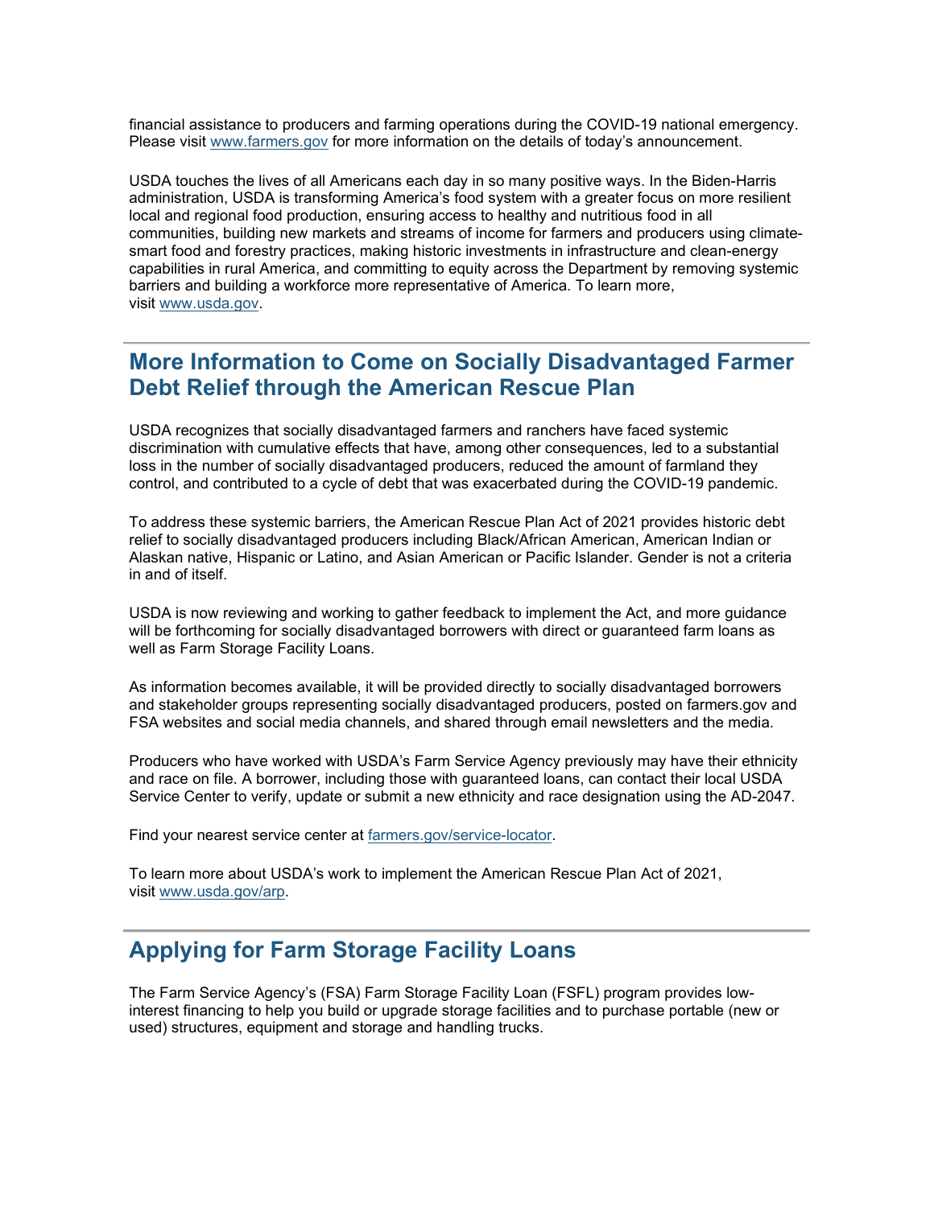financial assistance to producers and farming operations during the COVID-19 national emergency. Please visit [www.farmers.gov](www.farmers.gov) for more information on the details of today's announcement.

USDA touches the lives of all Americans each day in so many positive ways. In the Biden-Harris administration, USDA is transforming America's food system with a greater focus on more resilient local and regional food production, ensuring access to healthy and nutritious food in all communities, building new markets and streams of income for farmers and producers using climate-smart food and forestry practices, making historic investments in infrastructure and clean-energy capabilities in rural America, and committing to equity across the Department by removing systemic barriers and building a workforce more representative of America. To learn more, visit [www.usda.gov](www.usda.gov).

## More Information to Come on Socially Disadvantaged Farmer Debt Relief through the American Rescue Plan

USDA recognizes that socially disadvantaged farmers and ranchers have faced systemic discrimination with cumulative effects that have, among other consequences, led to a substantial loss in the number of socially disadvantaged producers, reduced the amount of farmland they control, and contributed to a cycle of debt that was exacerbated during the COVID-19 pandemic.

To address these systemic barriers, the American Rescue Plan Act of 2021 provides historic debt relief to socially disadvantaged producers including Black/African American, American Indian or Alaskan native, Hispanic or Latino, and Asian American or Pacific Islander. Gender is not a criteria in and of itself.

USDA is now reviewing and working to gather feedback to implement the Act, and more guidance will be forthcoming for socially disadvantaged borrowers with direct or guaranteed farm loans as well as Farm Storage Facility Loans.

As information becomes available, it will be provided directly to socially disadvantaged borrowers and stakeholder groups representing socially disadvantaged producers, posted on farmers.gov and FSA websites and social media channels, and shared through email newsletters and the media.

Producers who have worked with USDA's Farm Service Agency previously may have their ethnicity and race on file. A borrower, including those with guaranteed loans, can contact their local USDA Service Center to verify, update or submit a new ethnicity and race designation using the AD-2047.

Find your nearest service center at [farmers.gov/service-locator](farmers.gov/service-locator).

To learn more about USDA's work to implement the American Rescue Plan Act of 2021, visit [www.usda.gov/arp](www.usda.gov/arp).

## Applying for Farm Storage Facility Loans

The Farm Service Agency's (FSA) Farm Storage Facility Loan (FSFL) program provides low-interest financing to help you build or upgrade storage facilities and to purchase portable (new or used) structures, equipment and storage and handling trucks.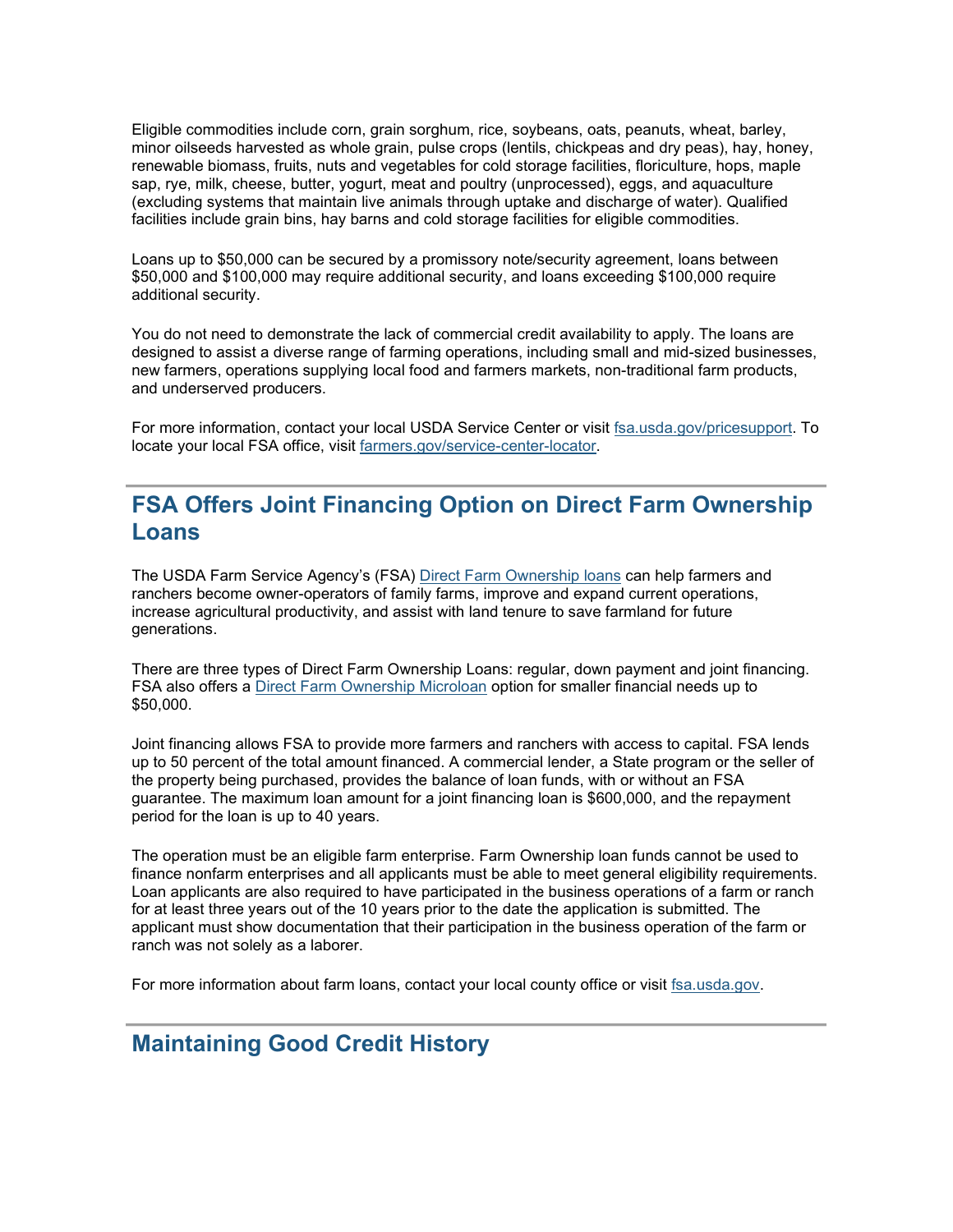Eligible commodities include corn, grain sorghum, rice, soybeans, oats, peanuts, wheat, barley, minor oilseeds harvested as whole grain, pulse crops (lentils, chickpeas and dry peas), hay, honey, renewable biomass, fruits, nuts and vegetables for cold storage facilities, floriculture, hops, maple sap, rye, milk, cheese, butter, yogurt, meat and poultry (unprocessed), eggs, and aquaculture (excluding systems that maintain live animals through uptake and discharge of water). Qualified facilities include grain bins, hay barns and cold storage facilities for eligible commodities.

Loans up to $50,000 can be secured by a promissory note/security agreement, loans between $50,000 and $100,000 may require additional security, and loans exceeding $100,000 require additional security.

You do not need to demonstrate the lack of commercial credit availability to apply. The loans are designed to assist a diverse range of farming operations, including small and mid-sized businesses, new farmers, operations supplying local food and farmers markets, non-traditional farm products, and underserved producers.

For more information, contact your local USDA Service Center or visit [fsa.usda.gov/pricesupport](fsa.usda.gov/pricesupport). To locate your local FSA office, visit [farmers.gov/service-center-locator](farmers.gov/service-center-locator).

---

## FSA Offers Joint Financing Option on Direct Farm Ownership Loans

The USDA Farm Service Agency's (FSA) [Direct Farm Ownership loans]() can help farmers and ranchers become owner-operators of family farms, improve and expand current operations, increase agricultural productivity, and assist with land tenure to save farmland for future generations.

There are three types of Direct Farm Ownership Loans: regular, down payment and joint financing. FSA also offers a [Direct Farm Ownership Microloan]() option for smaller financial needs up to $50,000.

Joint financing allows FSA to provide more farmers and ranchers with access to capital. FSA lends up to 50 percent of the total amount financed. A commercial lender, a State program or the seller of the property being purchased, provides the balance of loan funds, with or without an FSA guarantee. The maximum loan amount for a joint financing loan is $600,000, and the repayment period for the loan is up to 40 years.

The operation must be an eligible farm enterprise. Farm Ownership loan funds cannot be used to finance nonfarm enterprises and all applicants must be able to meet general eligibility requirements. Loan applicants are also required to have participated in the business operations of a farm or ranch for at least three years out of the 10 years prior to the date the application is submitted. The applicant must show documentation that their participation in the business operation of the farm or ranch was not solely as a laborer.

For more information about farm loans, contact your local county office or visit [fsa.usda.gov](fsa.usda.gov).

---

## Maintaining Good Credit History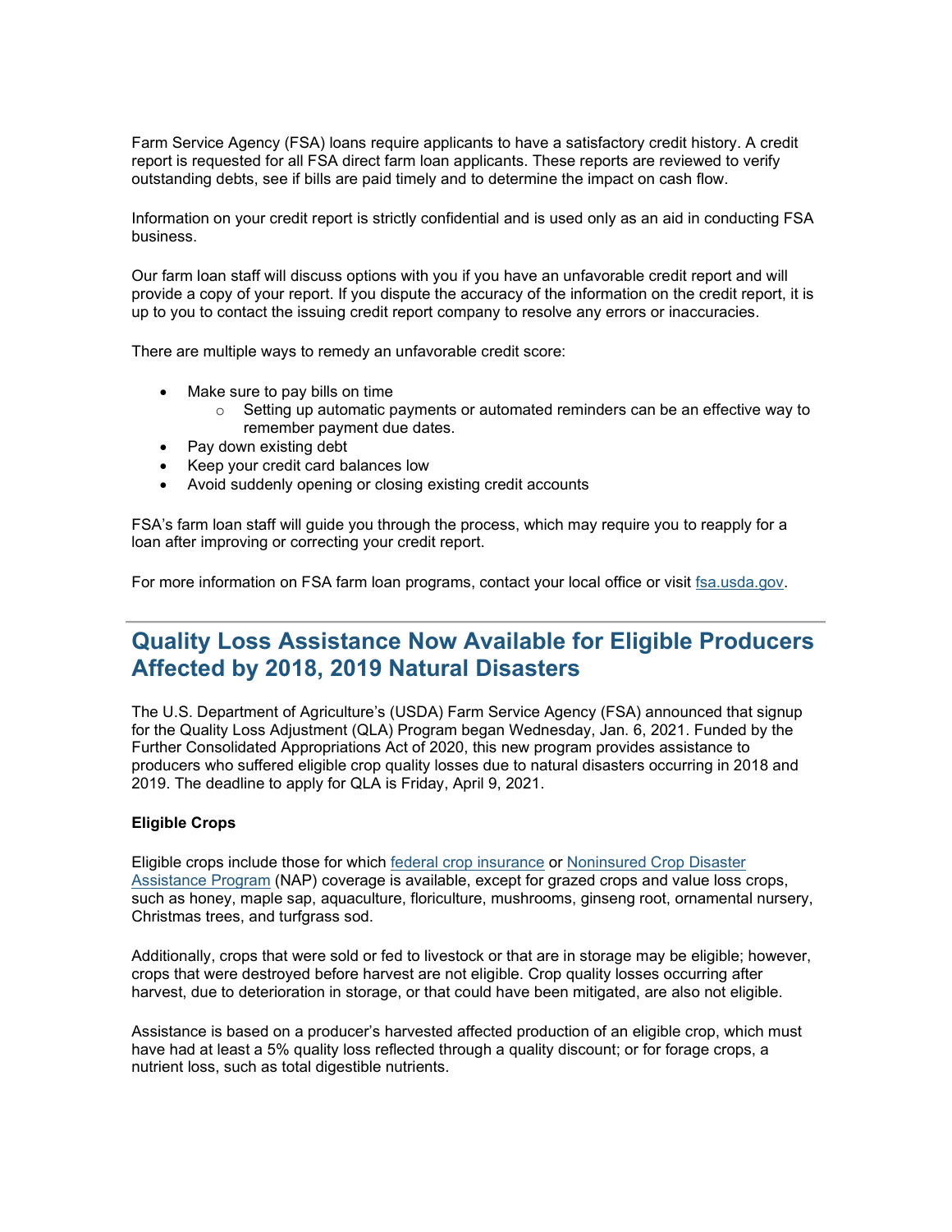Farm Service Agency (FSA) loans require applicants to have a satisfactory credit history. A credit report is requested for all FSA direct farm loan applicants. These reports are reviewed to verify outstanding debts, see if bills are paid timely and to determine the impact on cash flow.

Information on your credit report is strictly confidential and is used only as an aid in conducting FSA business.

Our farm loan staff will discuss options with you if you have an unfavorable credit report and will provide a copy of your report. If you dispute the accuracy of the information on the credit report, it is up to you to contact the issuing credit report company to resolve any errors or inaccuracies.

There are multiple ways to remedy an unfavorable credit score:

- Make sure to pay bills on time
    - Setting up automatic payments or automated reminders can be an effective way to remember payment due dates.
- Pay down existing debt
- Keep your credit card balances low
- Avoid suddenly opening or closing existing credit accounts

FSA's farm loan staff will guide you through the process, which may require you to reapply for a loan after improving or correcting your credit report.

For more information on FSA farm loan programs, contact your local office or visit [fsa.usda.gov](fsa.usda.gov).

---

## Quality Loss Assistance Now Available for Eligible Producers Affected by 2018, 2019 Natural Disasters

The U.S. Department of Agriculture's (USDA) Farm Service Agency (FSA) announced that signup for the Quality Loss Adjustment (QLA) Program began Wednesday, Jan. 6, 2021. Funded by the Further Consolidated Appropriations Act of 2020, this new program provides assistance to producers who suffered eligible crop quality losses due to natural disasters occurring in 2018 and 2019. The deadline to apply for QLA is Friday, April 9, 2021.

**Eligible Crops**

Eligible crops include those for which federal crop insurance or Noninsured Crop Disaster Assistance Program (NAP) coverage is available, except for grazed crops and value loss crops, such as honey, maple sap, aquaculture, floriculture, mushrooms, ginseng root, ornamental nursery, Christmas trees, and turfgrass sod.

Additionally, crops that were sold or fed to livestock or that are in storage may be eligible; however, crops that were destroyed before harvest are not eligible. Crop quality losses occurring after harvest, due to deterioration in storage, or that could have been mitigated, are also not eligible.

Assistance is based on a producer's harvested affected production of an eligible crop, which must have had at least a 5% quality loss reflected through a quality discount; or for forage crops, a nutrient loss, such as total digestible nutrients.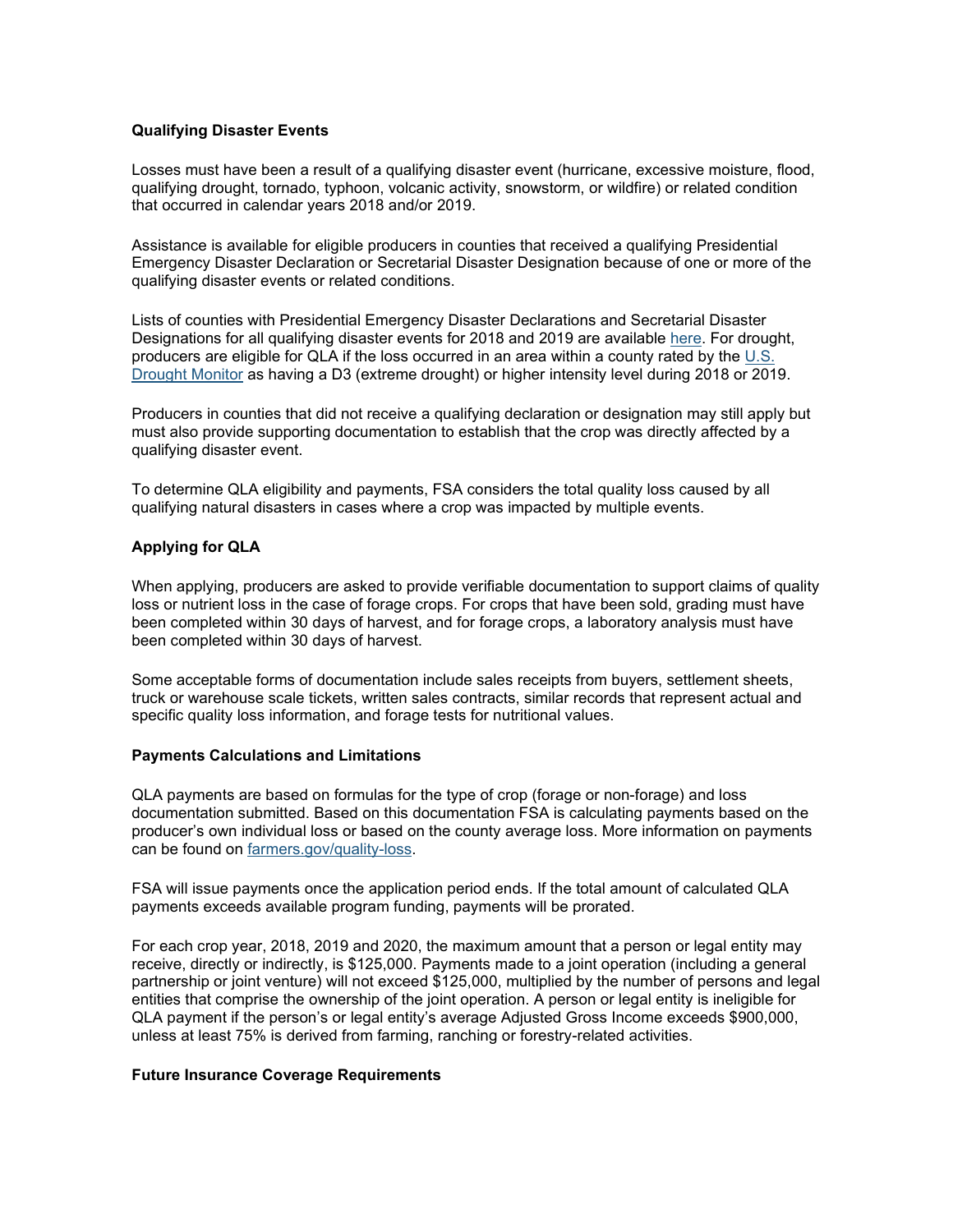**Qualifying Disaster Events**

Losses must have been a result of a qualifying disaster event (hurricane, excessive moisture, flood, qualifying drought, tornado, typhoon, volcanic activity, snowstorm, or wildfire) or related condition that occurred in calendar years 2018 and/or 2019.

Assistance is available for eligible producers in counties that received a qualifying Presidential Emergency Disaster Declaration or Secretarial Disaster Designation because of one or more of the qualifying disaster events or related conditions.

Lists of counties with Presidential Emergency Disaster Declarations and Secretarial Disaster Designations for all qualifying disaster events for 2018 and 2019 are available [here](). For drought, producers are eligible for QLA if the loss occurred in an area within a county rated by the [U.S. Drought Monitor]() as having a D3 (extreme drought) or higher intensity level during 2018 or 2019.

Producers in counties that did not receive a qualifying declaration or designation may still apply but must also provide supporting documentation to establish that the crop was directly affected by a qualifying disaster event.

To determine QLA eligibility and payments, FSA considers the total quality loss caused by all qualifying natural disasters in cases where a crop was impacted by multiple events.

**Applying for QLA**

When applying, producers are asked to provide verifiable documentation to support claims of quality loss or nutrient loss in the case of forage crops. For crops that have been sold, grading must have been completed within 30 days of harvest, and for forage crops, a laboratory analysis must have been completed within 30 days of harvest.

Some acceptable forms of documentation include sales receipts from buyers, settlement sheets, truck or warehouse scale tickets, written sales contracts, similar records that represent actual and specific quality loss information, and forage tests for nutritional values.

**Payments Calculations and Limitations**

QLA payments are based on formulas for the type of crop (forage or non-forage) and loss documentation submitted. Based on this documentation FSA is calculating payments based on the producer's own individual loss or based on the county average loss. More information on payments can be found on [farmers.gov/quality-loss]().

FSA will issue payments once the application period ends. If the total amount of calculated QLA payments exceeds available program funding, payments will be prorated.

For each crop year, 2018, 2019 and 2020, the maximum amount that a person or legal entity may receive, directly or indirectly, is $125,000. Payments made to a joint operation (including a general partnership or joint venture) will not exceed $125,000, multiplied by the number of persons and legal entities that comprise the ownership of the joint operation. A person or legal entity is ineligible for QLA payment if the person's or legal entity's average Adjusted Gross Income exceeds $900,000, unless at least 75% is derived from farming, ranching or forestry-related activities.

**Future Insurance Coverage Requirements**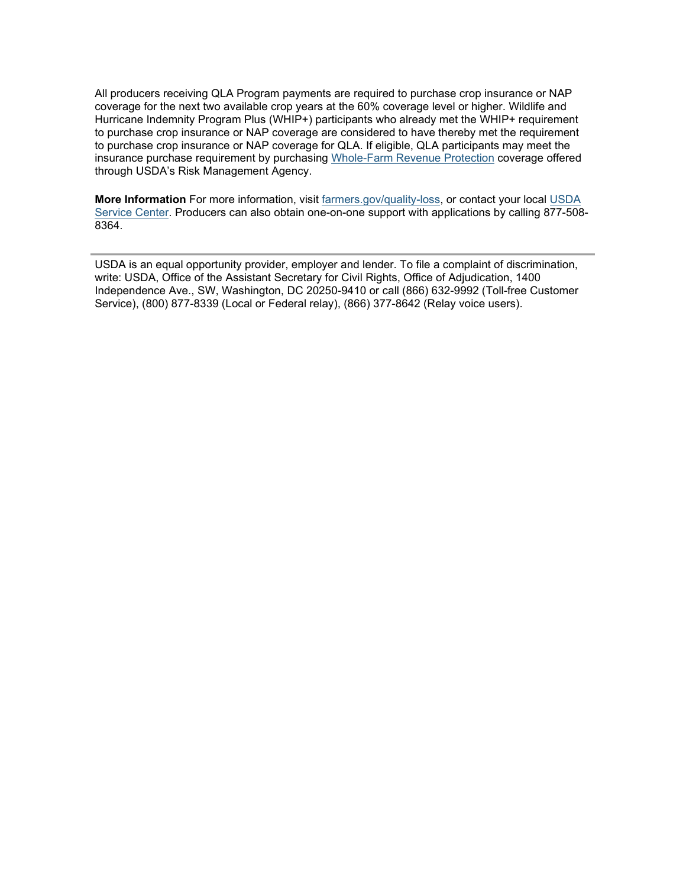All producers receiving QLA Program payments are required to purchase crop insurance or NAP coverage for the next two available crop years at the 60% coverage level or higher. Wildlife and Hurricane Indemnity Program Plus (WHIP+) participants who already met the WHIP+ requirement to purchase crop insurance or NAP coverage are considered to have thereby met the requirement to purchase crop insurance or NAP coverage for QLA. If eligible, QLA participants may meet the insurance purchase requirement by purchasing Whole-Farm Revenue Protection coverage offered through USDA's Risk Management Agency.

**More Information** For more information, visit farmers.gov/quality-loss, or contact your local USDA Service Center. Producers can also obtain one-on-one support with applications by calling 877-508-8364.

---

USDA is an equal opportunity provider, employer and lender. To file a complaint of discrimination, write: USDA, Office of the Assistant Secretary for Civil Rights, Office of Adjudication, 1400 Independence Ave., SW, Washington, DC 20250-9410 or call (866) 632-9992 (Toll-free Customer Service), (800) 877-8339 (Local or Federal relay), (866) 377-8642 (Relay voice users).